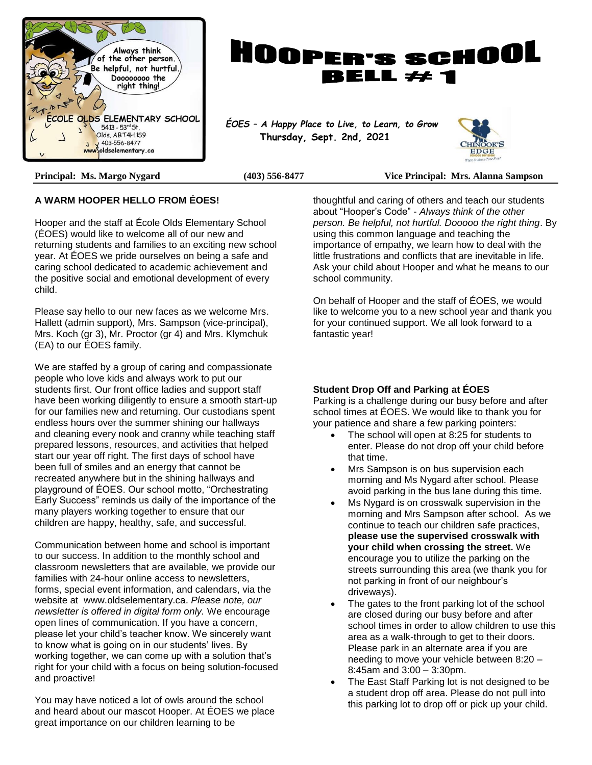Always think of the other person. Be helpful, not hurtful. Doooooooo the right thing!

ÉCOLE OLDS ELEMENTARY SCHOOL
5413 - 53rd St.
Olds, AB T4H 1S9
403-556-8477
www.oldselementary.ca

# HOOPER'S SCHOOL BELL # 1

*ÉOES – A Happy Place to Live, to Learn, to Grow*
**Thursday, Sept. 2nd, 2021**

CHINOOK'S EDGE SCHOOL DIVISION

**Principal: Ms. Margo Nygard** **(403) 556-8477** **Vice Principal: Mrs. Alanna Sampson**

## A WARM HOOPER HELLO FROM ÉOES!

Hooper and the staff at École Olds Elementary School (ÉOES) would like to welcome all of our new and returning students and families to an exciting new school year. At ÉOES we pride ourselves on being a safe and caring school dedicated to academic achievement and the positive social and emotional development of every child.

Please say hello to our new faces as we welcome Mrs. Hallett (admin support), Mrs. Sampson (vice-principal), Mrs. Koch (gr 3), Mr. Proctor (gr 4) and Mrs. Klymchuk (EA) to our ÉOES family.

We are staffed by a group of caring and compassionate people who love kids and always work to put our students first. Our front office ladies and support staff have been working diligently to ensure a smooth start-up for our families new and returning. Our custodians spent endless hours over the summer shining our hallways and cleaning every nook and cranny while teaching staff prepared lessons, resources, and activities that helped start our year off right. The first days of school have been full of smiles and an energy that cannot be recreated anywhere but in the shining hallways and playground of ÉOES. Our school motto, "Orchestrating Early Success" reminds us daily of the importance of the many players working together to ensure that our children are happy, healthy, safe, and successful.

Communication between home and school is important to our success. In addition to the monthly school and classroom newsletters that are available, we provide our families with 24-hour online access to newsletters, forms, special event information, and calendars, via the website at www.oldselementary.ca. *Please note, our newsletter is offered in digital form only.* We encourage open lines of communication. If you have a concern, please let your child's teacher know. We sincerely want to know what is going on in our students' lives. By working together, we can come up with a solution that's right for your child with a focus on being solution-focused and proactive!

You may have noticed a lot of owls around the school and heard about our mascot Hooper. At ÉOES we place great importance on our children learning to be thoughtful and caring of others and teach our students about "Hooper's Code" - *Always think of the other person. Be helpful, not hurtful. Dooooo the right thing*. By using this common language and teaching the importance of empathy, we learn how to deal with the little frustrations and conflicts that are inevitable in life. Ask your child about Hooper and what he means to our school community.

On behalf of Hooper and the staff of ÉOES, we would like to welcome you to a new school year and thank you for your continued support. We all look forward to a fantastic year!

### Student Drop Off and Parking at ÉOES

Parking is a challenge during our busy before and after school times at ÉOES. We would like to thank you for your patience and share a few parking pointers:

- The school will open at 8:25 for students to enter. Please do not drop off your child before that time.
- Mrs Sampson is on bus supervision each morning and Ms Nygard after school. Please avoid parking in the bus lane during this time.
- Ms Nygard is on crosswalk supervision in the morning and Mrs Sampson after school. As we continue to teach our children safe practices, **please use the supervised crosswalk with your child when crossing the street.** We encourage you to utilize the parking on the streets surrounding this area (we thank you for not parking in front of our neighbour's driveways).
- The gates to the front parking lot of the school are closed during our busy before and after school times in order to allow children to use this area as a walk-through to get to their doors. Please park in an alternate area if you are needing to move your vehicle between 8:20 – 8:45am and 3:00 – 3:30pm.
- The East Staff Parking lot is not designed to be a student drop off area. Please do not pull into this parking lot to drop off or pick up your child.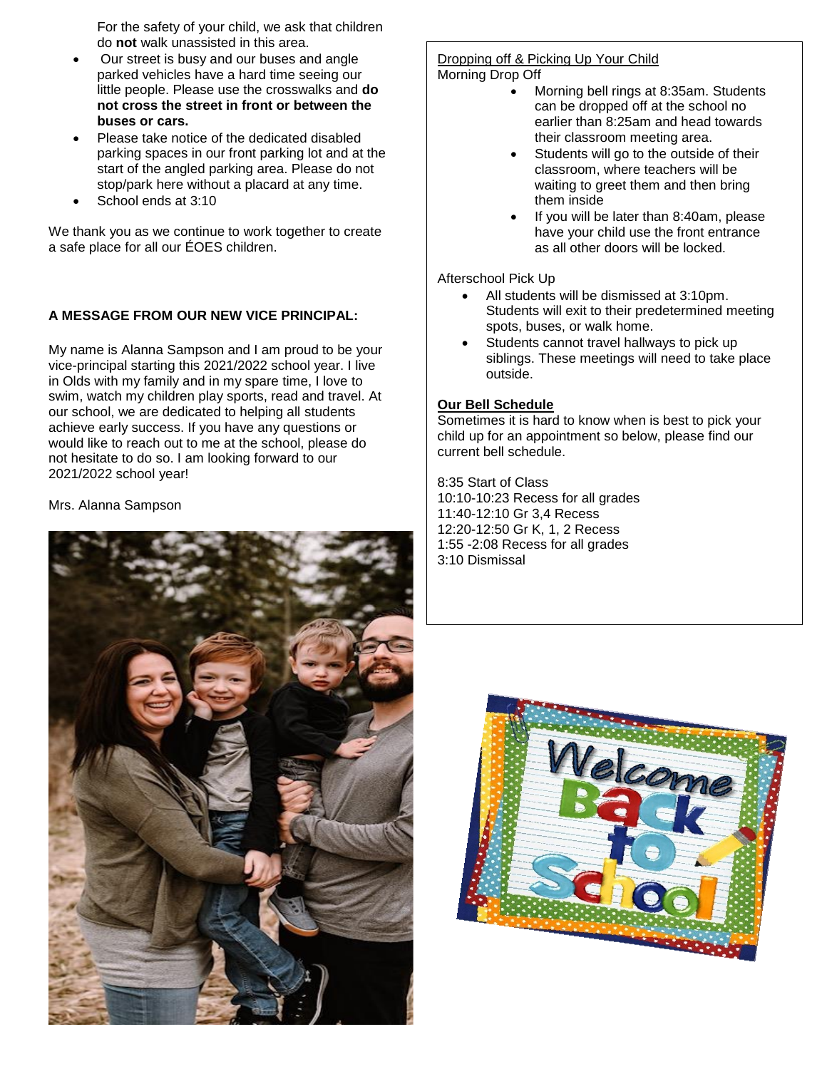For the safety of your child, we ask that children do **not** walk unassisted in this area.

- Our street is busy and our buses and angle parked vehicles have a hard time seeing our little people. Please use the crosswalks and **do not cross the street in front or between the buses or cars.**
- Please take notice of the dedicated disabled parking spaces in our front parking lot and at the start of the angled parking area. Please do not stop/park here without a placard at any time.
- School ends at 3:10

We thank you as we continue to work together to create a safe place for all our ÉOES children.

**A MESSAGE FROM OUR NEW VICE PRINCIPAL:**

My name is Alanna Sampson and I am proud to be your vice-principal starting this 2021/2022 school year. I live in Olds with my family and in my spare time, I love to swim, watch my children play sports, read and travel. At our school, we are dedicated to helping all students achieve early success. If you have any questions or would like to reach out to me at the school, please do not hesitate to do so. I am looking forward to our 2021/2022 school year!

Mrs. Alanna Sampson

Dropping off & Picking Up Your Child

Morning Drop Off

- Morning bell rings at 8:35am. Students can be dropped off at the school no earlier than 8:25am and head towards their classroom meeting area.
- Students will go to the outside of their classroom, where teachers will be waiting to greet them and then bring them inside
- If you will be later than 8:40am, please have your child use the front entrance as all other doors will be locked.

Afterschool Pick Up

- All students will be dismissed at 3:10pm. Students will exit to their predetermined meeting spots, buses, or walk home.
- Students cannot travel hallways to pick up siblings. These meetings will need to take place outside.

**Our Bell Schedule**

Sometimes it is hard to know when is best to pick your child up for an appointment so below, please find our current bell schedule.

8:35 Start of Class
10:10-10:23 Recess for all grades
11:40-12:10 Gr 3,4 Recess
12:20-12:50 Gr K, 1, 2 Recess
1:55 -2:08 Recess for all grades
3:10 Dismissal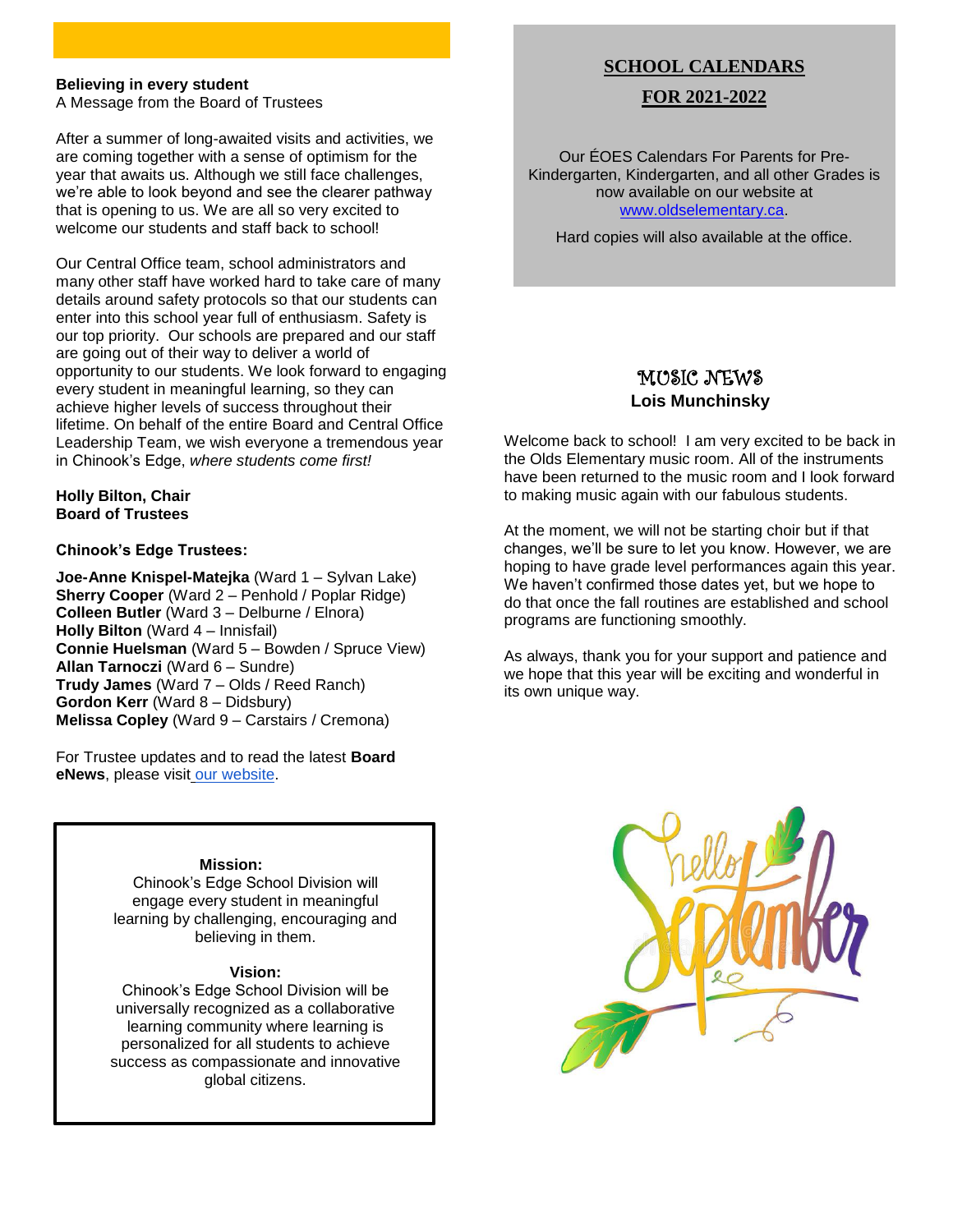**Believing in every student**
A Message from the Board of Trustees

After a summer of long-awaited visits and activities, we are coming together with a sense of optimism for the year that awaits us. Although we still face challenges, we're able to look beyond and see the clearer pathway that is opening to us. We are all so very excited to welcome our students and staff back to school!

Our Central Office team, school administrators and many other staff have worked hard to take care of many details around safety protocols so that our students can enter into this school year full of enthusiasm. Safety is our top priority. Our schools are prepared and our staff are going out of their way to deliver a world of opportunity to our students. We look forward to engaging every student in meaningful learning, so they can achieve higher levels of success throughout their lifetime. On behalf of the entire Board and Central Office Leadership Team, we wish everyone a tremendous year in Chinook's Edge, *where students come first!*

**Holly Bilton, Chair**
**Board of Trustees**

**Chinook's Edge Trustees:**

**Joe-Anne Knispel-Matejka** (Ward 1 – Sylvan Lake)
**Sherry Cooper** (Ward 2 – Penhold / Poplar Ridge)
**Colleen Butler** (Ward 3 – Delburne / Elnora)
**Holly Bilton** (Ward 4 – Innisfail)
**Connie Huelsman** (Ward 5 – Bowden / Spruce View)
**Allan Tarnoczi** (Ward 6 – Sundre)
**Trudy James** (Ward 7 – Olds / Reed Ranch)
**Gordon Kerr** (Ward 8 – Didsbury)
**Melissa Copley** (Ward 9 – Carstairs / Cremona)

For Trustee updates and to read the latest **Board eNews**, please visit our website.

**Mission:**
Chinook's Edge School Division will engage every student in meaningful learning by challenging, encouraging and believing in them.

**Vision:**
Chinook's Edge School Division will be universally recognized as a collaborative learning community where learning is personalized for all students to achieve success as compassionate and innovative global citizens.

## SCHOOL CALENDARS FOR 2021-2022

Our ÉOES Calendars For Parents for Pre-Kindergarten, Kindergarten, and all other Grades is now available on our website at www.oldselementary.ca.

Hard copies will also available at the office.

## MUSIC NEWS

**Lois Munchinsky**

Welcome back to school! I am very excited to be back in the Olds Elementary music room. All of the instruments have been returned to the music room and I look forward to making music again with our fabulous students.

At the moment, we will not be starting choir but if that changes, we'll be sure to let you know. However, we are hoping to have grade level performances again this year. We haven't confirmed those dates yet, but we hope to do that once the fall routines are established and school programs are functioning smoothly.

As always, thank you for your support and patience and we hope that this year will be exciting and wonderful in its own unique way.

Hello September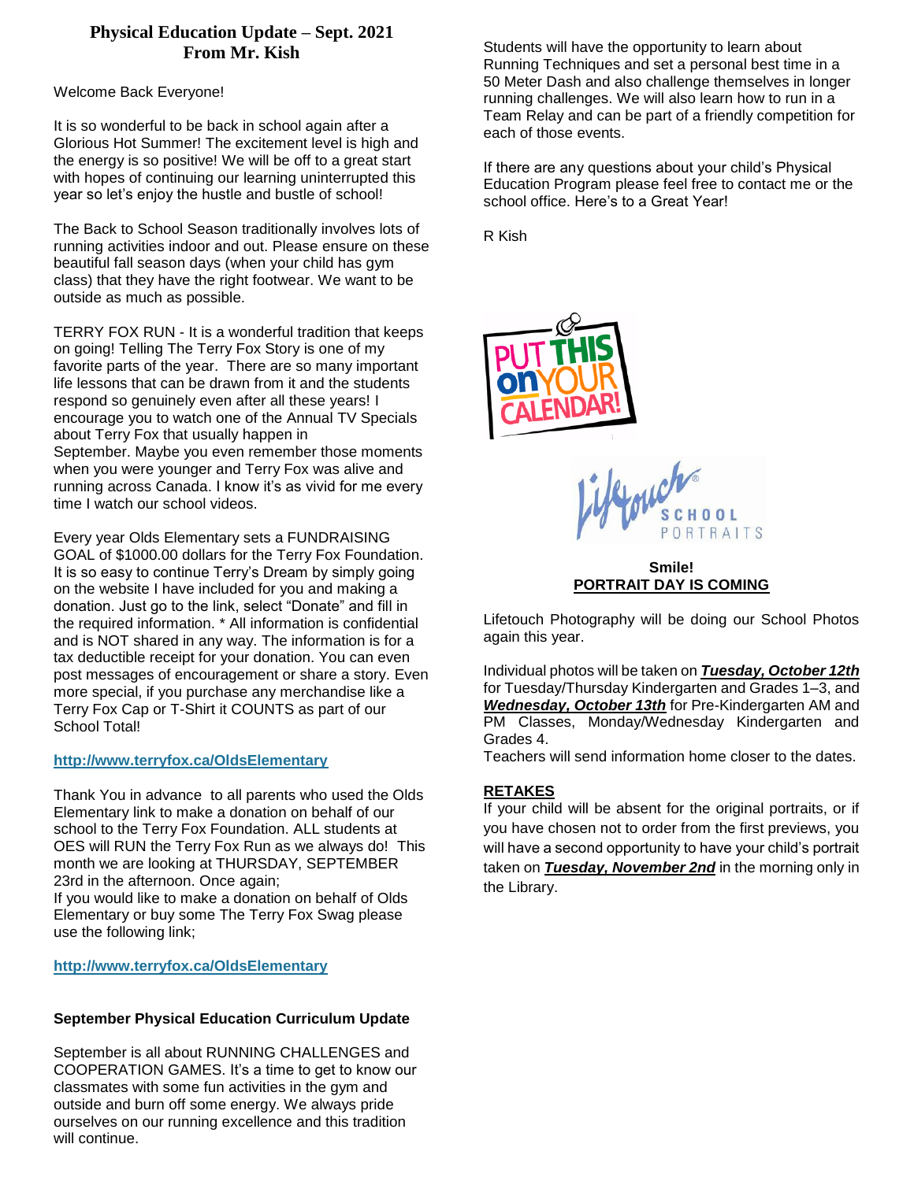# Physical Education Update – Sept. 2021
## From Mr. Kish

Welcome Back Everyone!

It is so wonderful to be back in school again after a Glorious Hot Summer! The excitement level is high and the energy is so positive! We will be off to a great start with hopes of continuing our learning uninterrupted this year so let's enjoy the hustle and bustle of school!

The Back to School Season traditionally involves lots of running activities indoor and out. Please ensure on these beautiful fall season days (when your child has gym class) that they have the right footwear. We want to be outside as much as possible.

TERRY FOX RUN - It is a wonderful tradition that keeps on going! Telling The Terry Fox Story is one of my favorite parts of the year. There are so many important life lessons that can be drawn from it and the students respond so genuinely even after all these years! I encourage you to watch one of the Annual TV Specials about Terry Fox that usually happen in September. Maybe you even remember those moments when you were younger and Terry Fox was alive and running across Canada. I know it's as vivid for me every time I watch our school videos.

Every year Olds Elementary sets a FUNDRAISING GOAL of $1000.00 dollars for the Terry Fox Foundation. It is so easy to continue Terry's Dream by simply going on the website I have included for you and making a donation. Just go to the link, select "Donate" and fill in the required information. * All information is confidential and is NOT shared in any way. The information is for a tax deductible receipt for your donation. You can even post messages of encouragement or share a story. Even more special, if you purchase any merchandise like a Terry Fox Cap or T-Shirt it COUNTS as part of our School Total!

**http://www.terryfox.ca/OldsElementary**

Thank You in advance to all parents who used the Olds Elementary link to make a donation on behalf of our school to the Terry Fox Foundation. ALL students at OES will RUN the Terry Fox Run as we always do! This month we are looking at THURSDAY, SEPTEMBER 23rd in the afternoon. Once again;
If you would like to make a donation on behalf of Olds Elementary or buy some The Terry Fox Swag please use the following link;

**http://www.terryfox.ca/OldsElementary**

**September Physical Education Curriculum Update**

September is all about RUNNING CHALLENGES and COOPERATION GAMES. It's a time to get to know our classmates with some fun activities in the gym and outside and burn off some energy. We always pride ourselves on our running excellence and this tradition will continue.

Students will have the opportunity to learn about Running Techniques and set a personal best time in a 50 Meter Dash and also challenge themselves in longer running challenges. We will also learn how to run in a Team Relay and can be part of a friendly competition for each of those events.

If there are any questions about your child's Physical Education Program please feel free to contact me or the school office. Here's to a Great Year!

R Kish

PUT THIS on YOUR CALENDAR!

Lifetouch SCHOOL PORTRAITS

**Smile!**
**PORTRAIT DAY IS COMING**

Lifetouch Photography will be doing our School Photos again this year.

Individual photos will be taken on ***Tuesday, October 12th*** for Tuesday/Thursday Kindergarten and Grades 1–3, and ***Wednesday, October 13th*** for Pre-Kindergarten AM and PM Classes, Monday/Wednesday Kindergarten and Grades 4.
Teachers will send information home closer to the dates.

**RETAKES**
If your child will be absent for the original portraits, or if you have chosen not to order from the first previews, you will have a second opportunity to have your child's portrait taken on ***Tuesday, November 2nd*** in the morning only in the Library.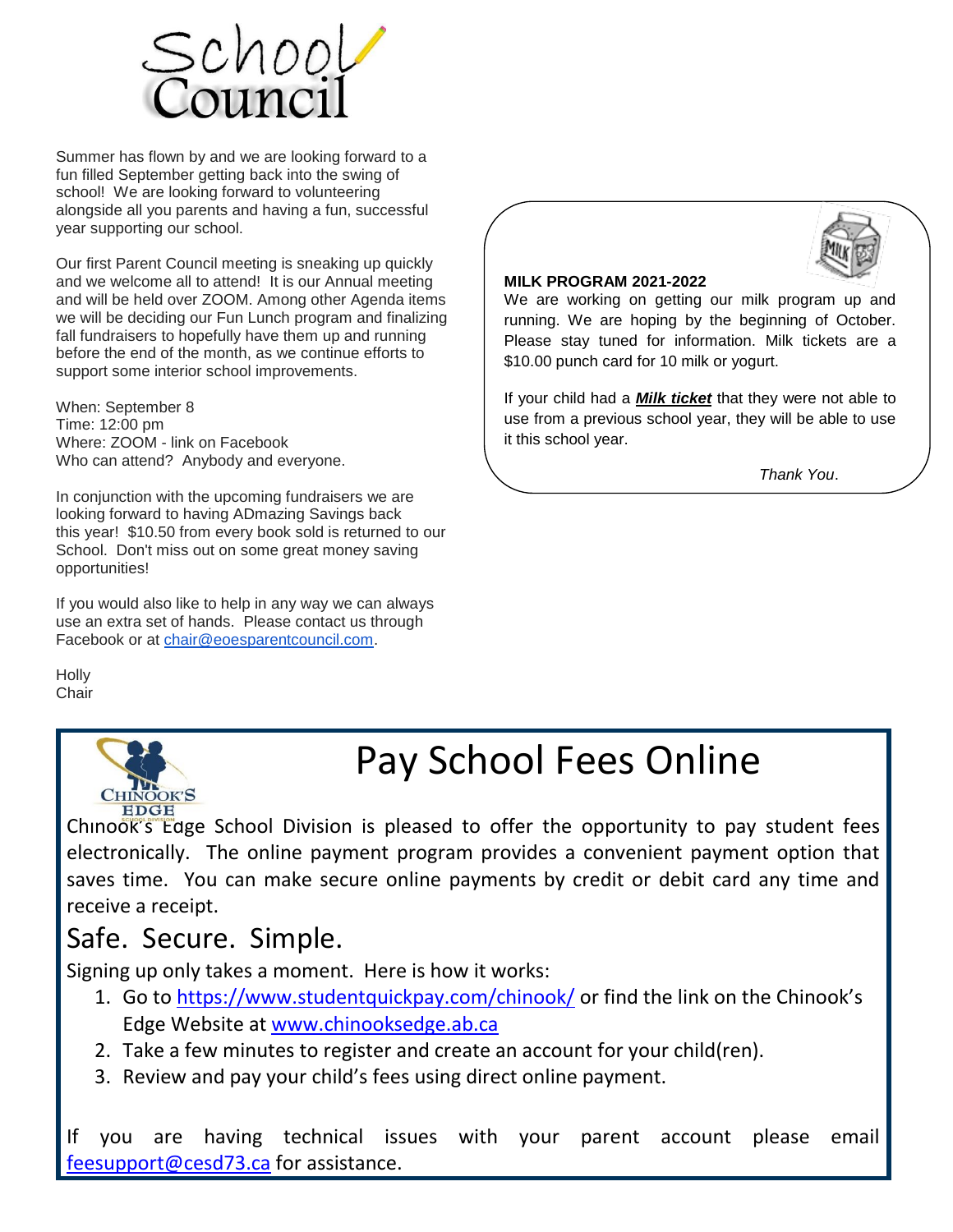# School Council

Summer has flown by and we are looking forward to a fun filled September getting back into the swing of school! We are looking forward to volunteering alongside all you parents and having a fun, successful year supporting our school.

Our first Parent Council meeting is sneaking up quickly and we welcome all to attend! It is our Annual meeting and will be held over ZOOM. Among other Agenda items we will be deciding our Fun Lunch program and finalizing fall fundraisers to hopefully have them up and running before the end of the month, as we continue efforts to support some interior school improvements.

When: September 8
Time: 12:00 pm
Where: ZOOM - link on Facebook
Who can attend? Anybody and everyone.

In conjunction with the upcoming fundraisers we are looking forward to having ADmazing Savings back this year! $10.50 from every book sold is returned to our School. Don't miss out on some great money saving opportunities!

If you would also like to help in any way we can always use an extra set of hands. Please contact us through Facebook or at chair@eoesparentcouncil.com.

Holly
Chair

**MILK PROGRAM 2021-2022**

We are working on getting our milk program up and running. We are hoping by the beginning of October. Please stay tuned for information. Milk tickets are a $10.00 punch card for 10 milk or yogurt.

If your child had a ***Milk ticket*** that they were not able to use from a previous school year, they will be able to use it this school year.

*Thank You*.

# Pay School Fees Online

Chinook's Edge School Division is pleased to offer the opportunity to pay student fees electronically. The online payment program provides a convenient payment option that saves time. You can make secure online payments by credit or debit card any time and receive a receipt.

## Safe. Secure. Simple.

Signing up only takes a moment. Here is how it works:

1. Go to https://www.studentquickpay.com/chinook/ or find the link on the Chinook's Edge Website at www.chinooksedge.ab.ca
2. Take a few minutes to register and create an account for your child(ren).
3. Review and pay your child's fees using direct online payment.

If you are having technical issues with your parent account please email feesupport@cesd73.ca for assistance.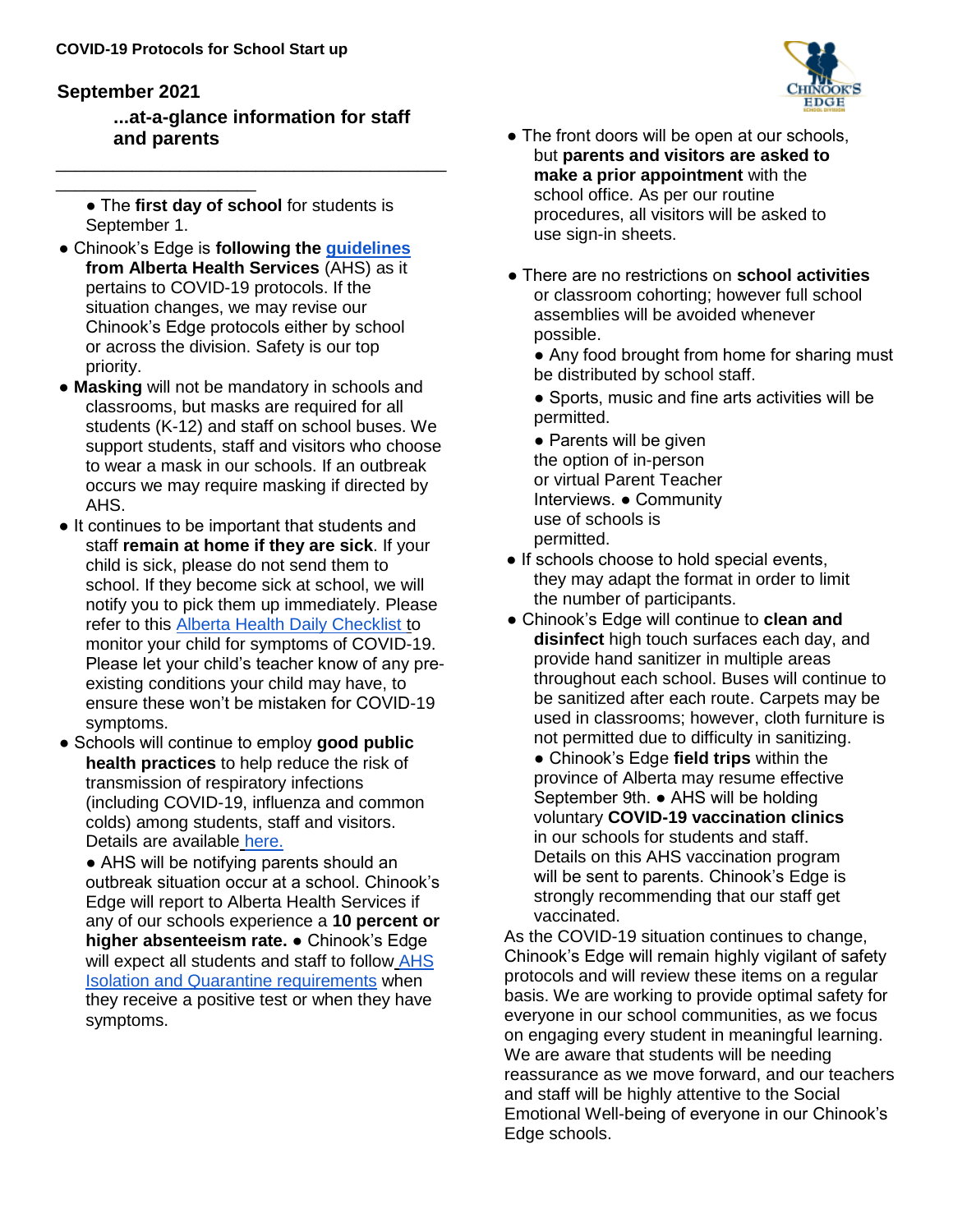**COVID-19 Protocols for School Start up**

## September 2021

**...at-a-glance information for staff and parents**

---

- The **first day of school** for students is September 1.
- Chinook's Edge is **following the guidelines from Alberta Health Services** (AHS) as it pertains to COVID-19 protocols. If the situation changes, we may revise our Chinook's Edge protocols either by school or across the division. Safety is our top priority.
- **Masking** will not be mandatory in schools and classrooms, but masks are required for all students (K-12) and staff on school buses. We support students, staff and visitors who choose to wear a mask in our schools. If an outbreak occurs we may require masking if directed by AHS.
- It continues to be important that students and staff **remain at home if they are sick**. If your child is sick, please do not send them to school. If they become sick at school, we will notify you to pick them up immediately. Please refer to this Alberta Health Daily Checklist to monitor your child for symptoms of COVID-19. Please let your child's teacher know of any pre-existing conditions your child may have, to ensure these won't be mistaken for COVID-19 symptoms.
- Schools will continue to employ **good public health practices** to help reduce the risk of transmission of respiratory infections (including COVID-19, influenza and common colds) among students, staff and visitors. Details are available here.
- AHS will be notifying parents should an outbreak situation occur at a school. Chinook's Edge will report to Alberta Health Services if any of our schools experience a **10 percent or higher absenteeism rate.**
- Chinook's Edge will expect all students and staff to follow AHS Isolation and Quarantine requirements when they receive a positive test or when they have symptoms.
- The front doors will be open at our schools, but **parents and visitors are asked to make a prior appointment** with the school office. As per our routine procedures, all visitors will be asked to use sign-in sheets.
- There are no restrictions on **school activities** or classroom cohorting; however full school assemblies will be avoided whenever possible.
- Any food brought from home for sharing must be distributed by school staff.
- Sports, music and fine arts activities will be permitted.
- Parents will be given the option of in-person or virtual Parent Teacher Interviews.
- Community use of schools is permitted.
- If schools choose to hold special events, they may adapt the format in order to limit the number of participants.
- Chinook's Edge will continue to **clean and disinfect** high touch surfaces each day, and provide hand sanitizer in multiple areas throughout each school. Buses will continue to be sanitized after each route. Carpets may be used in classrooms; however, cloth furniture is not permitted due to difficulty in sanitizing.
- Chinook's Edge **field trips** within the province of Alberta may resume effective September 9th.
- AHS will be holding voluntary **COVID-19 vaccination clinics** in our schools for students and staff. Details on this AHS vaccination program will be sent to parents. Chinook's Edge is strongly recommending that our staff get vaccinated.

As the COVID-19 situation continues to change, Chinook's Edge will remain highly vigilant of safety protocols and will review these items on a regular basis. We are working to provide optimal safety for everyone in our school communities, as we focus on engaging every student in meaningful learning. We are aware that students will be needing reassurance as we move forward, and our teachers and staff will be highly attentive to the Social Emotional Well-being of everyone in our Chinook's Edge schools.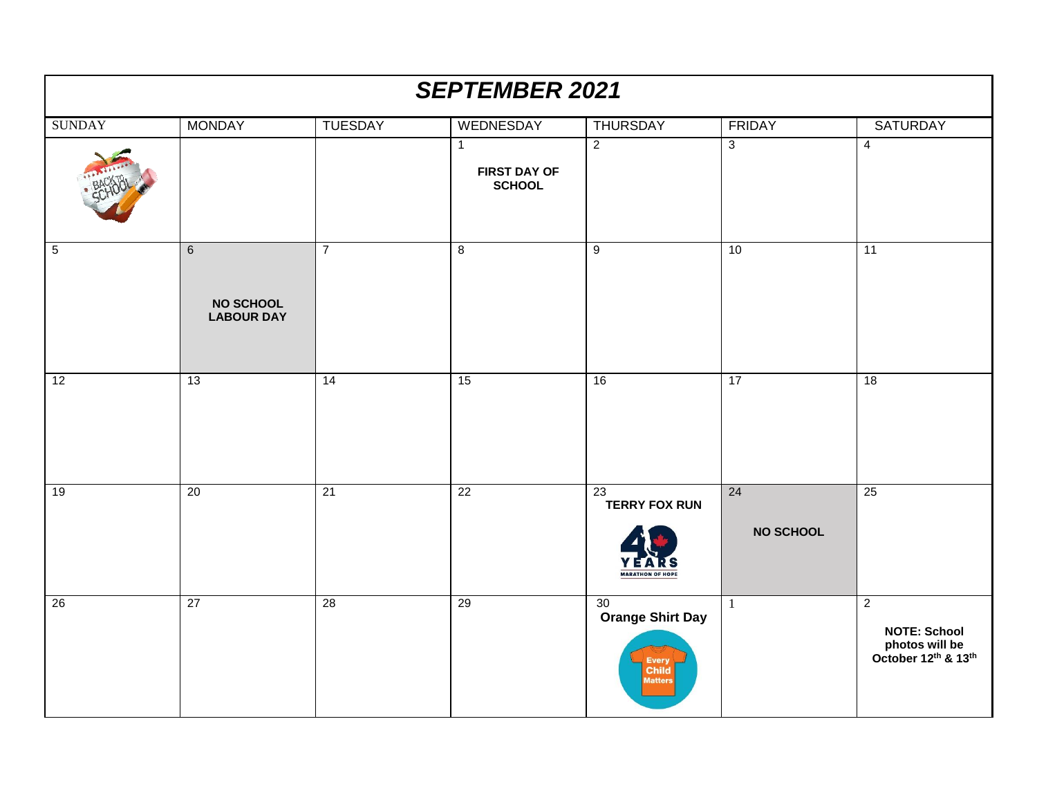# SEPTEMBER 2021

| SUNDAY | MONDAY | TUESDAY | WEDNESDAY | THURSDAY | FRIDAY | SATURDAY |
|---|---|---|---|---|---|---|
| | | | 1 **FIRST DAY OF SCHOOL** | 2 | 3 | 4 |
| 5 | 6 **NO SCHOOL LABOUR DAY** | 7 | 8 | 9 | 10 | 11 |
| 12 | 13 | 14 | 15 | 16 | 17 | 18 |
| 19 | 20 | 21 | 22 | 23 **TERRY FOX RUN** | 24 **NO SCHOOL** | 25 |
| 26 | 27 | 28 | 29 | 30 **Orange Shirt Day** | 1 | 2 **NOTE: School photos will be October 12th & 13th** |